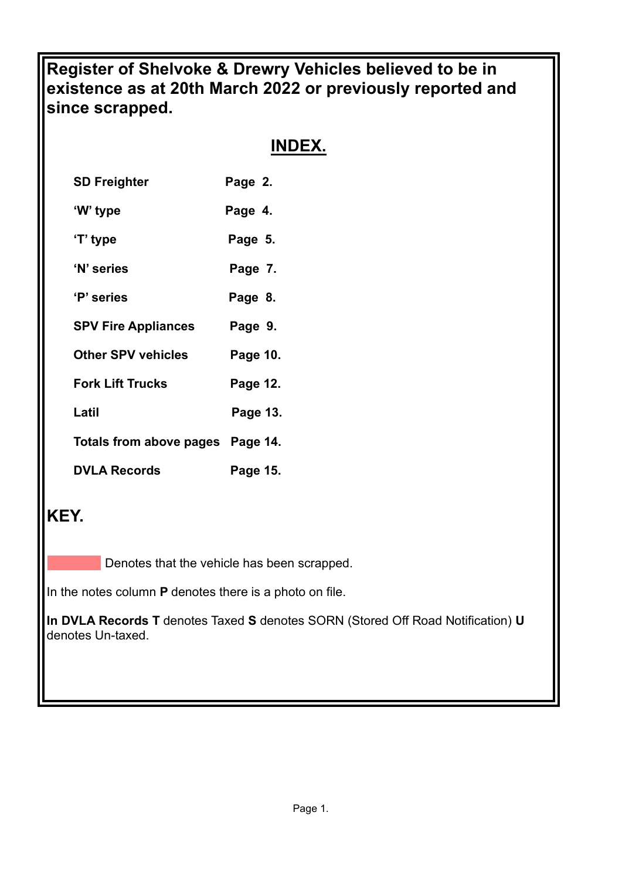# Register of Shelvoke & Drewry Vehicles believed to be in existence as at 20th March 2022 or previously reported and since scrapped.

## INDEX.

| | |
|---|---|
| **SD Freighter** | **Page 2.** |
| **'W' type** | **Page 4.** |
| **'T' type** | **Page 5.** |
| **'N' series** | **Page 7.** |
| **'P' series** | **Page 8.** |
| **SPV Fire Appliances** | **Page 9.** |
| **Other SPV vehicles** | **Page 10.** |
| **Fork Lift Trucks** | **Page 12.** |
| **Latil** | **Page 13.** |
| **Totals from above pages** | **Page 14.** |
| **DVLA Records** | **Page 15.** |

## KEY.

[Red shaded box] Denotes that the vehicle has been scrapped.

In the notes column **P** denotes there is a photo on file.

**In DVLA Records T** denotes Taxed **S** denotes SORN (Stored Off Road Notification) **U** denotes Un-taxed.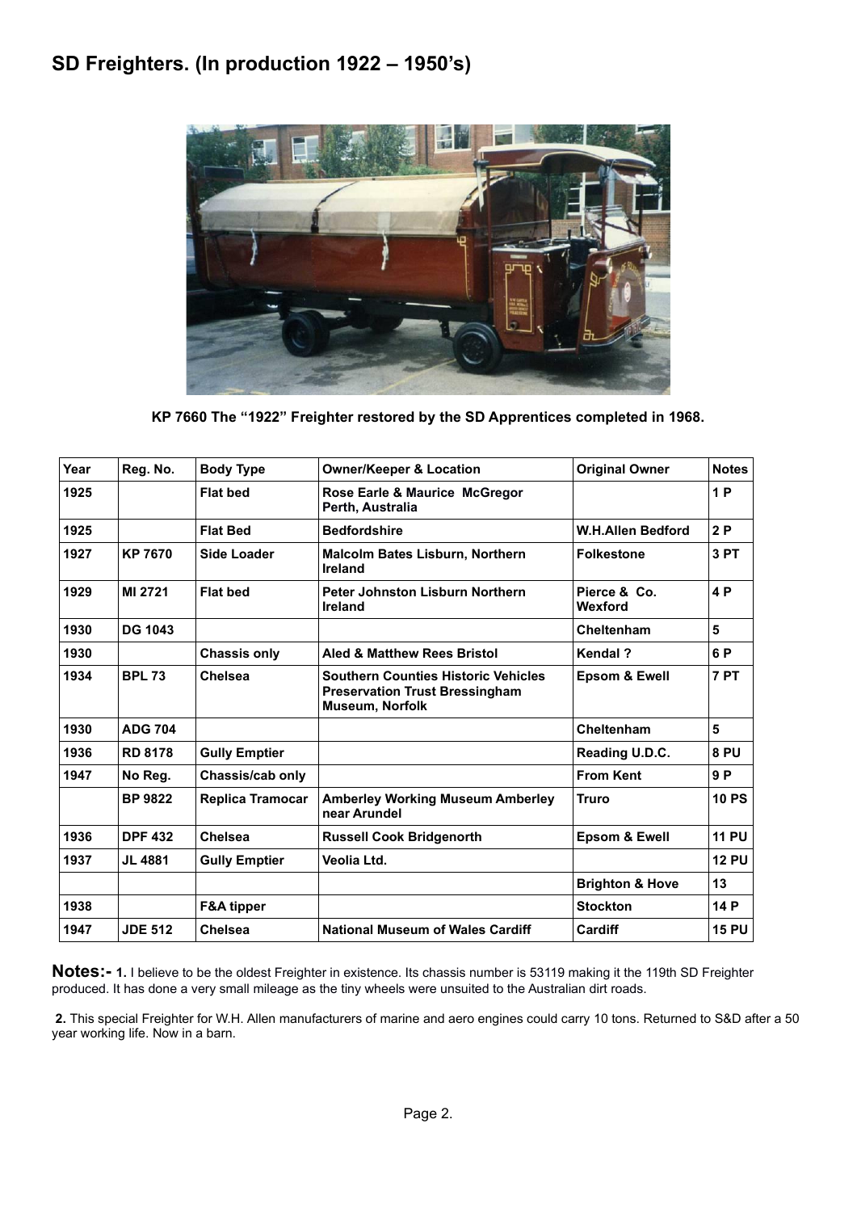# SD Freighters. (In production 1922 – 1950's)

KP 7660 The "1922" Freighter restored by the SD Apprentices completed in 1968.

| Year | Reg. No. | Body Type | Owner/Keeper & Location | Original Owner | Notes |
|---|---|---|---|---|---|
| 1925 | | Flat bed | Rose Earle & Maurice McGregor Perth, Australia | | 1 P |
| 1925 | | Flat Bed | Bedfordshire | W.H.Allen Bedford | 2 P |
| 1927 | KP 7670 | Side Loader | Malcolm Bates Lisburn, Northern Ireland | Folkestone | 3 PT |
| 1929 | MI 2721 | Flat bed | Peter Johnston Lisburn Northern Ireland | Pierce & Co. Wexford | 4 P |
| 1930 | DG 1043 | | | Cheltenham | 5 |
| 1930 | | Chassis only | Aled & Matthew Rees Bristol | Kendal ? | 6 P |
| 1934 | BPL 73 | Chelsea | Southern Counties Historic Vehicles Preservation Trust Bressingham Museum, Norfolk | Epsom & Ewell | 7 PT |
| 1930 | ADG 704 | | | Cheltenham | 5 |
| 1936 | RD 8178 | Gully Emptier | | Reading U.D.C. | 8 PU |
| 1947 | No Reg. | Chassis/cab only | | From Kent | 9 P |
| | BP 9822 | Replica Tramocar | Amberley Working Museum Amberley near Arundel | Truro | 10 PS |
| 1936 | DPF 432 | Chelsea | Russell Cook Bridgenorth | Epsom & Ewell | 11 PU |
| 1937 | JL 4881 | Gully Emptier | Veolia Ltd. | | 12 PU |
| | | | | Brighton & Hove | 13 |
| 1938 | | F&A tipper | | Stockton | 14 P |
| 1947 | JDE 512 | Chelsea | National Museum of Wales Cardiff | Cardiff | 15 PU |

**Notes:- 1.** I believe to be the oldest Freighter in existence. Its chassis number is 53119 making it the 119th SD Freighter produced. It has done a very small mileage as the tiny wheels were unsuited to the Australian dirt roads.

**2.** This special Freighter for W.H. Allen manufacturers of marine and aero engines could carry 10 tons. Returned to S&D after a 50 year working life. Now in a barn.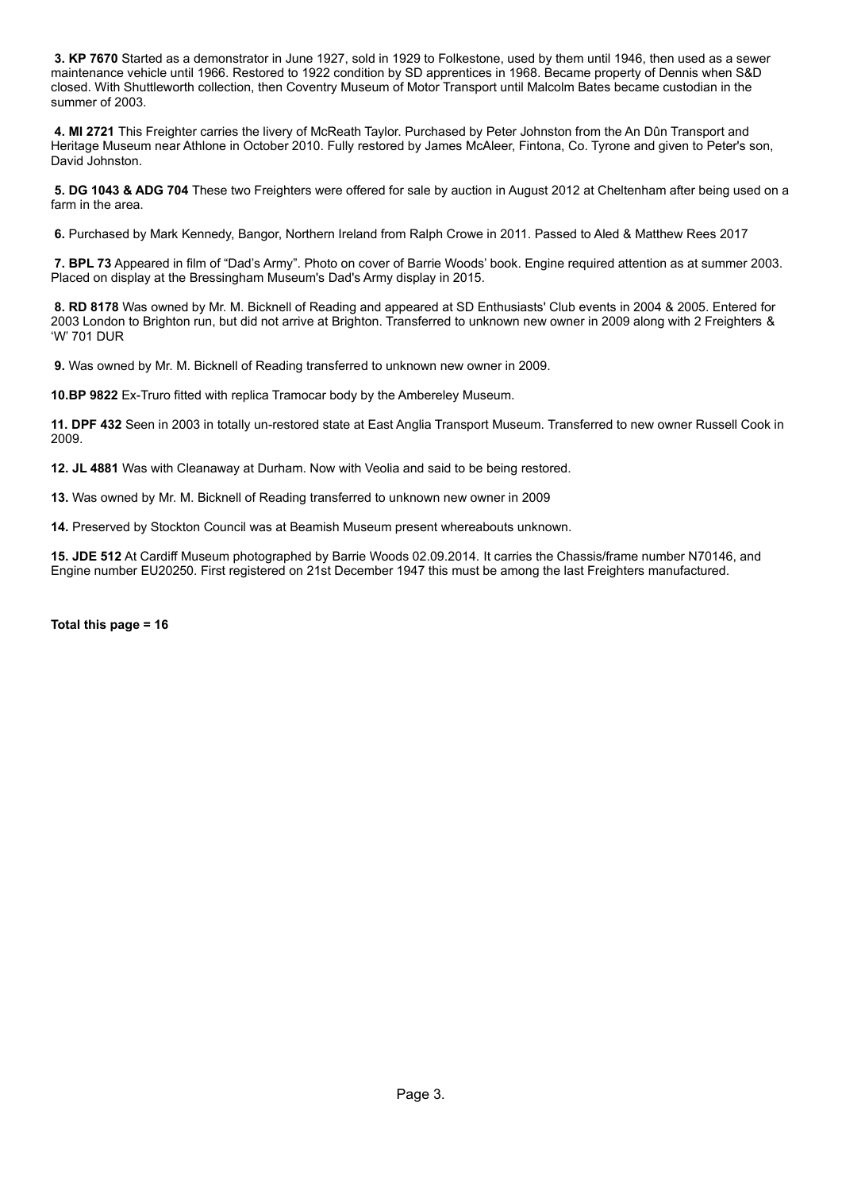**3. KP 7670** Started as a demonstrator in June 1927, sold in 1929 to Folkestone, used by them until 1946, then used as a sewer maintenance vehicle until 1966. Restored to 1922 condition by SD apprentices in 1968. Became property of Dennis when S&D closed. With Shuttleworth collection, then Coventry Museum of Motor Transport until Malcolm Bates became custodian in the summer of 2003.

**4. MI 2721** This Freighter carries the livery of McReath Taylor. Purchased by Peter Johnston from the An Dûn Transport and Heritage Museum near Athlone in October 2010. Fully restored by James McAleer, Fintona, Co. Tyrone and given to Peter's son, David Johnston.

**5. DG 1043 & ADG 704** These two Freighters were offered for sale by auction in August 2012 at Cheltenham after being used on a farm in the area.

**6.** Purchased by Mark Kennedy, Bangor, Northern Ireland from Ralph Crowe in 2011. Passed to Aled & Matthew Rees 2017

**7. BPL 73** Appeared in film of "Dad's Army". Photo on cover of Barrie Woods' book. Engine required attention as at summer 2003. Placed on display at the Bressingham Museum's Dad's Army display in 2015.

**8. RD 8178** Was owned by Mr. M. Bicknell of Reading and appeared at SD Enthusiasts' Club events in 2004 & 2005. Entered for 2003 London to Brighton run, but did not arrive at Brighton. Transferred to unknown new owner in 2009 along with 2 Freighters & 'W' 701 DUR

**9.** Was owned by Mr. M. Bicknell of Reading transferred to unknown new owner in 2009.

**10.BP 9822** Ex-Truro fitted with replica Tramocar body by the Ambereley Museum.

**11. DPF 432** Seen in 2003 in totally un-restored state at East Anglia Transport Museum. Transferred to new owner Russell Cook in 2009.

**12. JL 4881** Was with Cleanaway at Durham. Now with Veolia and said to be being restored.

**13.** Was owned by Mr. M. Bicknell of Reading transferred to unknown new owner in 2009

**14.** Preserved by Stockton Council was at Beamish Museum present whereabouts unknown.

**15. JDE 512** At Cardiff Museum photographed by Barrie Woods 02.09.2014. It carries the Chassis/frame number N70146, and Engine number EU20250. First registered on 21st December 1947 this must be among the last Freighters manufactured.

**Total this page = 16**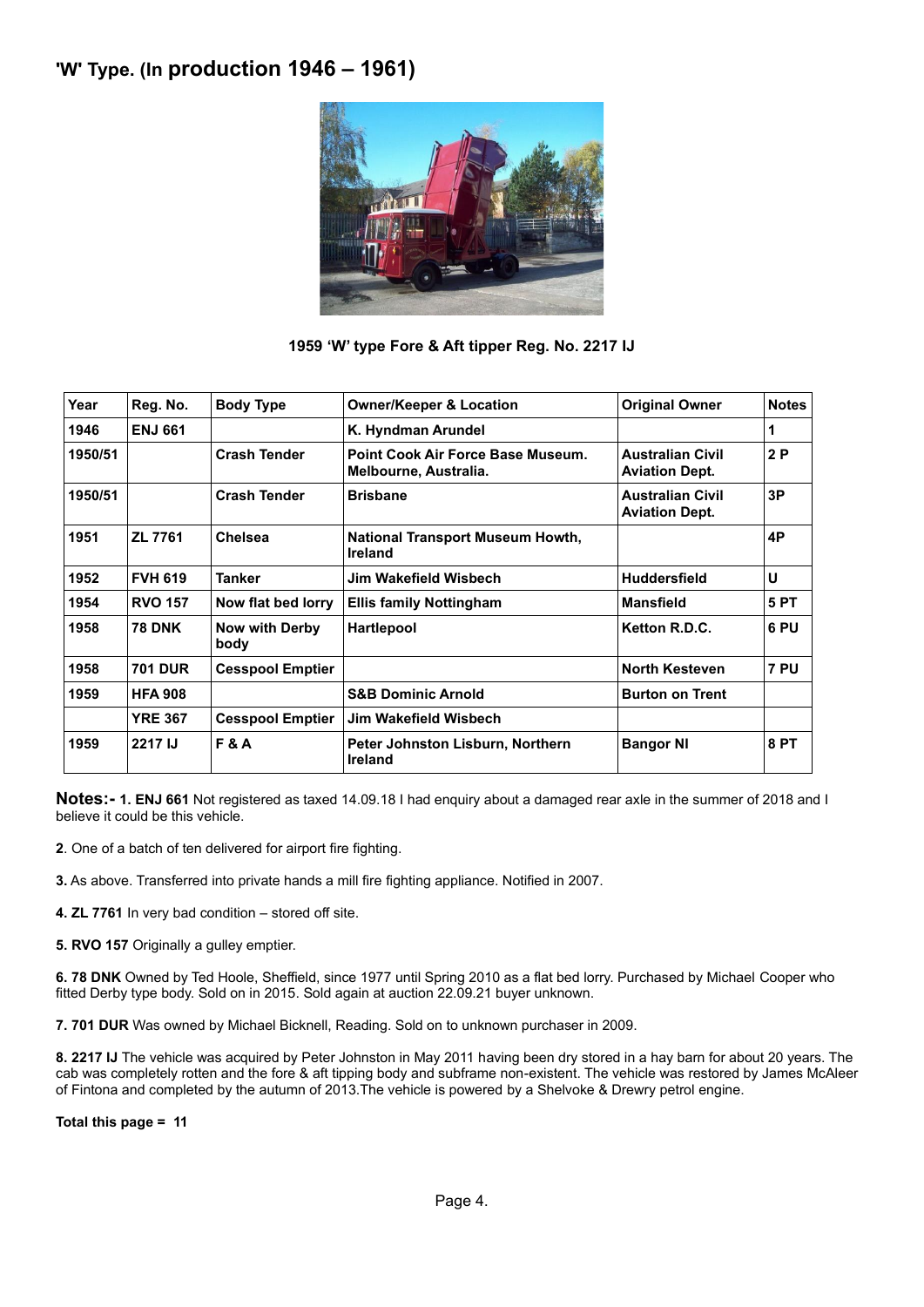## 'W' Type. (In production 1946 – 1961)

**1959 'W' type Fore & Aft tipper Reg. No. 2217 IJ**

| Year | Reg. No. | Body Type | Owner/Keeper & Location | Original Owner | Notes |
|---|---|---|---|---|---|
| 1946 | ENJ 661 | | K. Hyndman Arundel | | 1 |
| 1950/51 | | Crash Tender | Point Cook Air Force Base Museum. Melbourne, Australia. | Australian Civil Aviation Dept. | 2 P |
| 1950/51 | | Crash Tender | Brisbane | Australian Civil Aviation Dept. | 3P |
| 1951 | ZL 7761 | Chelsea | National Transport Museum Howth, Ireland | | 4P |
| 1952 | FVH 619 | Tanker | Jim Wakefield Wisbech | Huddersfield | U |
| 1954 | RVO 157 | Now flat bed lorry | Ellis family Nottingham | Mansfield | 5 PT |
| 1958 | 78 DNK | Now with Derby body | Hartlepool | Ketton R.D.C. | 6 PU |
| 1958 | 701 DUR | Cesspool Emptier | | North Kesteven | 7 PU |
| 1959 | HFA 908 | | S&B Dominic Arnold | Burton on Trent | |
| | YRE 367 | Cesspool Emptier | Jim Wakefield Wisbech | | |
| 1959 | 2217 IJ | F & A | Peter Johnston Lisburn, Northern Ireland | Bangor NI | 8 PT |

**Notes:- 1. ENJ 661** Not registered as taxed 14.09.18 I had enquiry about a damaged rear axle in the summer of 2018 and I believe it could be this vehicle.

**2**. One of a batch of ten delivered for airport fire fighting.

**3.** As above. Transferred into private hands a mill fire fighting appliance. Notified in 2007.

**4. ZL 7761** In very bad condition – stored off site.

**5. RVO 157** Originally a gulley emptier.

**6. 78 DNK** Owned by Ted Hoole, Sheffield, since 1977 until Spring 2010 as a flat bed lorry. Purchased by Michael Cooper who fitted Derby type body. Sold on in 2015. Sold again at auction 22.09.21 buyer unknown.

**7. 701 DUR** Was owned by Michael Bicknell, Reading. Sold on to unknown purchaser in 2009.

**8. 2217 IJ** The vehicle was acquired by Peter Johnston in May 2011 having been dry stored in a hay barn for about 20 years. The cab was completely rotten and the fore & aft tipping body and subframe non-existent. The vehicle was restored by James McAleer of Fintona and completed by the autumn of 2013.The vehicle is powered by a Shelvoke & Drewry petrol engine.

**Total this page = 11**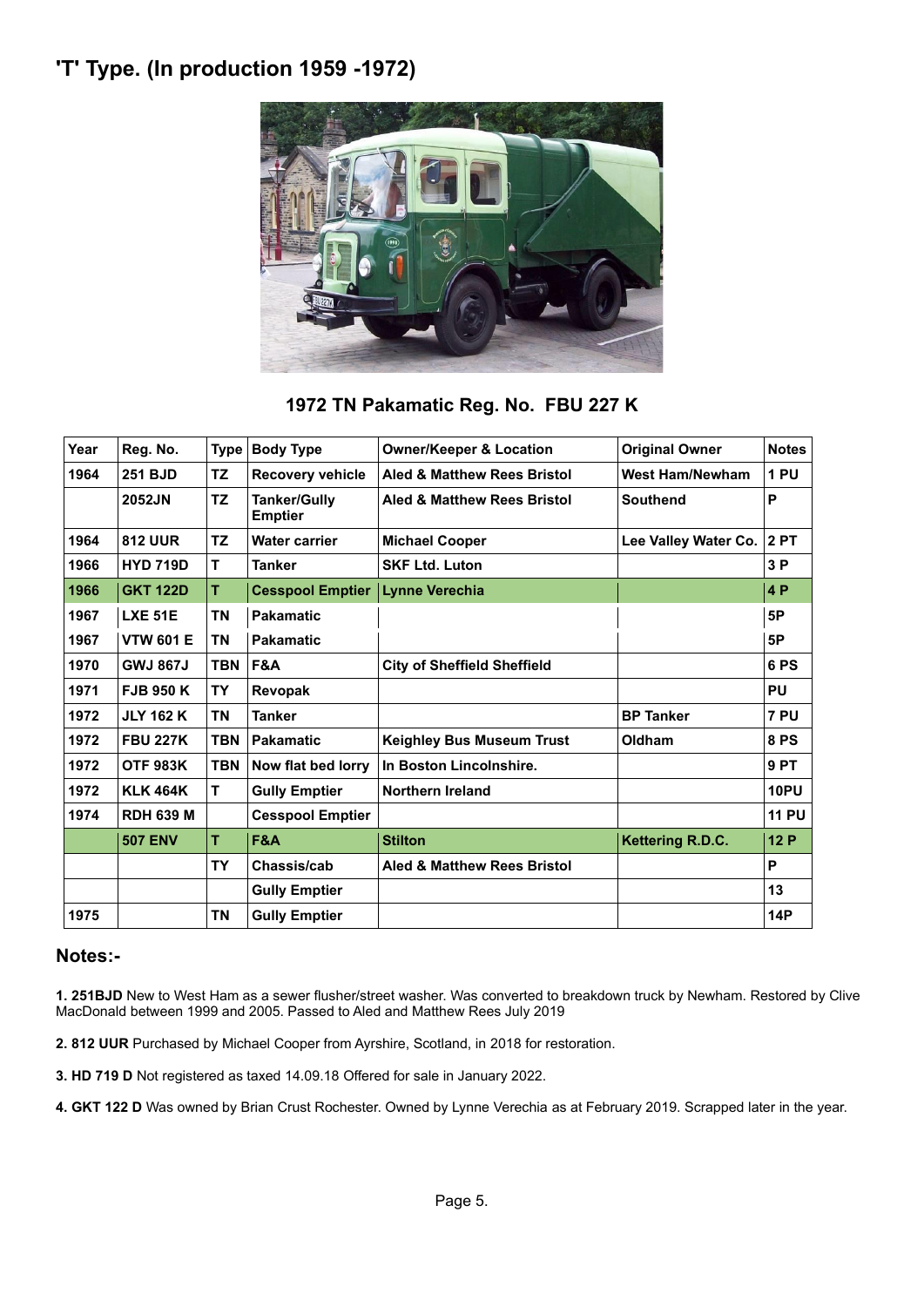# 'T' Type. (In production 1959 -1972)

1972 TN Pakamatic Reg. No. FBU 227 K

| Year | Reg. No. | Type | Body Type | Owner/Keeper & Location | Original Owner | Notes |
|---|---|---|---|---|---|---|
| 1964 | 251 BJD | TZ | Recovery vehicle | Aled & Matthew Rees Bristol | West Ham/Newham | 1 PU |
| | 2052JN | TZ | Tanker/Gully Emptier | Aled & Matthew Rees Bristol | Southend | P |
| 1964 | 812 UUR | TZ | Water carrier | Michael Cooper | Lee Valley Water Co. | 2 PT |
| 1966 | HYD 719D | T | Tanker | SKF Ltd. Luton | | 3 P |
| 1966 | GKT 122D | T | Cesspool Emptier | Lynne Verechia | | 4 P |
| 1967 | LXE 51E | TN | Pakamatic | | | 5P |
| 1967 | VTW 601 E | TN | Pakamatic | | | 5P |
| 1970 | GWJ 867J | TBN | F&A | City of Sheffield Sheffield | | 6 PS |
| 1971 | FJB 950 K | TY | Revopak | | | PU |
| 1972 | JLY 162 K | TN | Tanker | | BP Tanker | 7 PU |
| 1972 | FBU 227K | TBN | Pakamatic | Keighley Bus Museum Trust | Oldham | 8 PS |
| 1972 | OTF 983K | TBN | Now flat bed lorry | In Boston Lincolnshire. | | 9 PT |
| 1972 | KLK 464K | T | Gully Emptier | Northern Ireland | | 10PU |
| 1974 | RDH 639 M | | Cesspool Emptier | | | 11 PU |
| | 507 ENV | T | F&A | Stilton | Kettering R.D.C. | 12 P |
| | | TY | Chassis/cab | Aled & Matthew Rees Bristol | | P |
| | | | Gully Emptier | | | 13 |
| 1975 | | TN | Gully Emptier | | | 14P |

## Notes:-

**1. 251BJD** New to West Ham as a sewer flusher/street washer. Was converted to breakdown truck by Newham. Restored by Clive MacDonald between 1999 and 2005. Passed to Aled and Matthew Rees July 2019

**2. 812 UUR** Purchased by Michael Cooper from Ayrshire, Scotland, in 2018 for restoration.

**3. HD 719 D** Not registered as taxed 14.09.18 Offered for sale in January 2022.

**4. GKT 122 D** Was owned by Brian Crust Rochester. Owned by Lynne Verechia as at February 2019. Scrapped later in the year.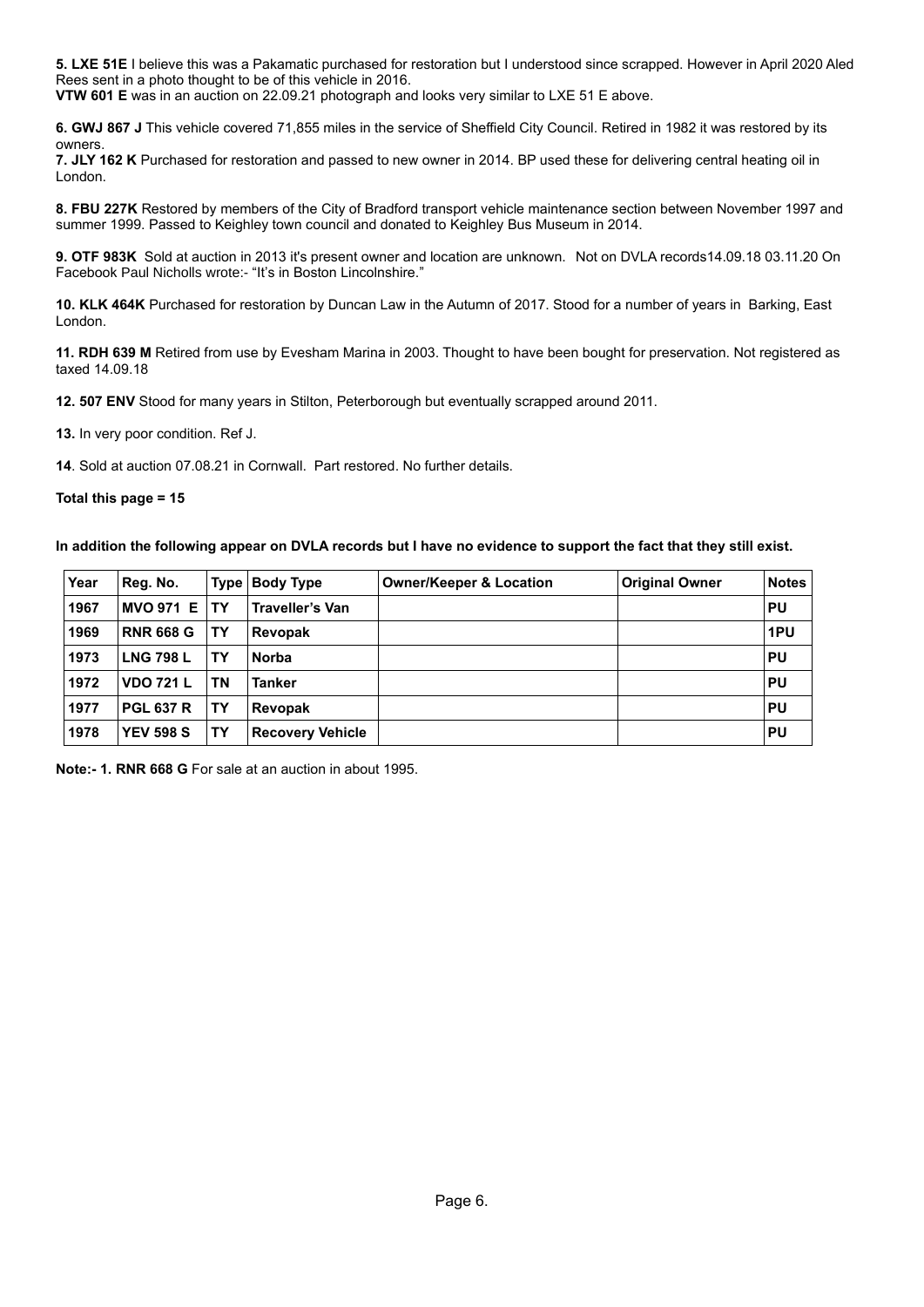**5. LXE 51E** I believe this was a Pakamatic purchased for restoration but I understood since scrapped. However in April 2020 Aled Rees sent in a photo thought to be of this vehicle in 2016.
**VTW 601 E** was in an auction on 22.09.21 photograph and looks very similar to LXE 51 E above.

**6. GWJ 867 J** This vehicle covered 71,855 miles in the service of Sheffield City Council. Retired in 1982 it was restored by its owners.
**7. JLY 162 K** Purchased for restoration and passed to new owner in 2014. BP used these for delivering central heating oil in London.

**8. FBU 227K** Restored by members of the City of Bradford transport vehicle maintenance section between November 1997 and summer 1999. Passed to Keighley town council and donated to Keighley Bus Museum in 2014.

**9. OTF 983K** Sold at auction in 2013 it's present owner and location are unknown. Not on DVLA records14.09.18 03.11.20 On Facebook Paul Nicholls wrote:- "It's in Boston Lincolnshire."

**10. KLK 464K** Purchased for restoration by Duncan Law in the Autumn of 2017. Stood for a number of years in Barking, East London.

**11. RDH 639 M** Retired from use by Evesham Marina in 2003. Thought to have been bought for preservation. Not registered as taxed 14.09.18

**12. 507 ENV** Stood for many years in Stilton, Peterborough but eventually scrapped around 2011.

**13.** In very poor condition. Ref J.

**14**. Sold at auction 07.08.21 in Cornwall. Part restored. No further details.

**Total this page = 15**

**In addition the following appear on DVLA records but I have no evidence to support the fact that they still exist.**

| Year | Reg. No. | Type | Body Type | Owner/Keeper & Location | Original Owner | Notes |
|---|---|---|---|---|---|---|
| 1967 | MVO 971 E | TY | Traveller's Van | | | PU |
| 1969 | RNR 668 G | TY | Revopak | | | 1PU |
| 1973 | LNG 798 L | TY | Norba | | | PU |
| 1972 | VDO 721 L | TN | Tanker | | | PU |
| 1977 | PGL 637 R | TY | Revopak | | | PU |
| 1978 | YEV 598 S | TY | Recovery Vehicle | | | PU |

**Note:- 1. RNR 668 G** For sale at an auction in about 1995.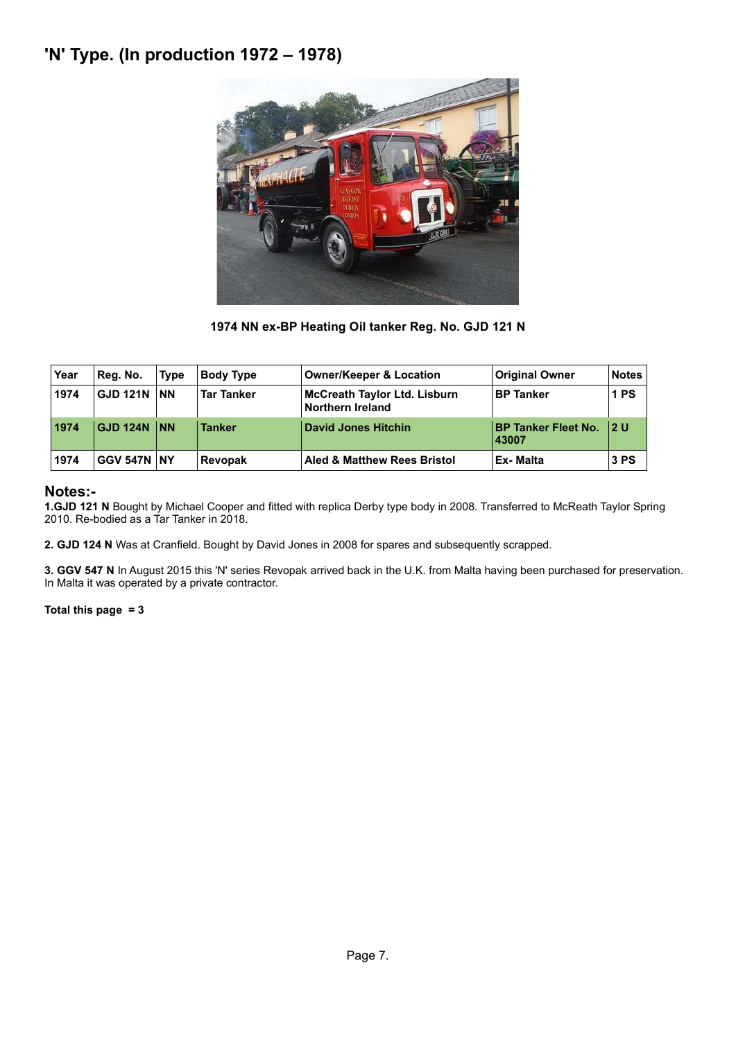# 'N' Type. (In production 1972 – 1978)

**1974 NN ex-BP Heating Oil tanker Reg. No. GJD 121 N**

| Year | Reg. No. | Type | Body Type | Owner/Keeper & Location | Original Owner | Notes |
|---|---|---|---|---|---|---|
| 1974 | GJD 121N | NN | Tar Tanker | McCreath Taylor Ltd. Lisburn Northern Ireland | BP Tanker | 1 PS |
| 1974 | GJD 124N | NN | Tanker | David Jones Hitchin | BP Tanker Fleet No. 43007 | 2 U |
| 1974 | GGV 547N | NY | Revopak | Aled & Matthew Rees Bristol | Ex- Malta | 3 PS |

## Notes:-

**1.GJD 121 N** Bought by Michael Cooper and fitted with replica Derby type body in 2008. Transferred to McReath Taylor Spring 2010. Re-bodied as a Tar Tanker in 2018.

**2. GJD 124 N** Was at Cranfield. Bought by David Jones in 2008 for spares and subsequently scrapped.

**3. GGV 547 N** In August 2015 this 'N' series Revopak arrived back in the U.K. from Malta having been purchased for preservation. In Malta it was operated by a private contractor.

**Total this page = 3**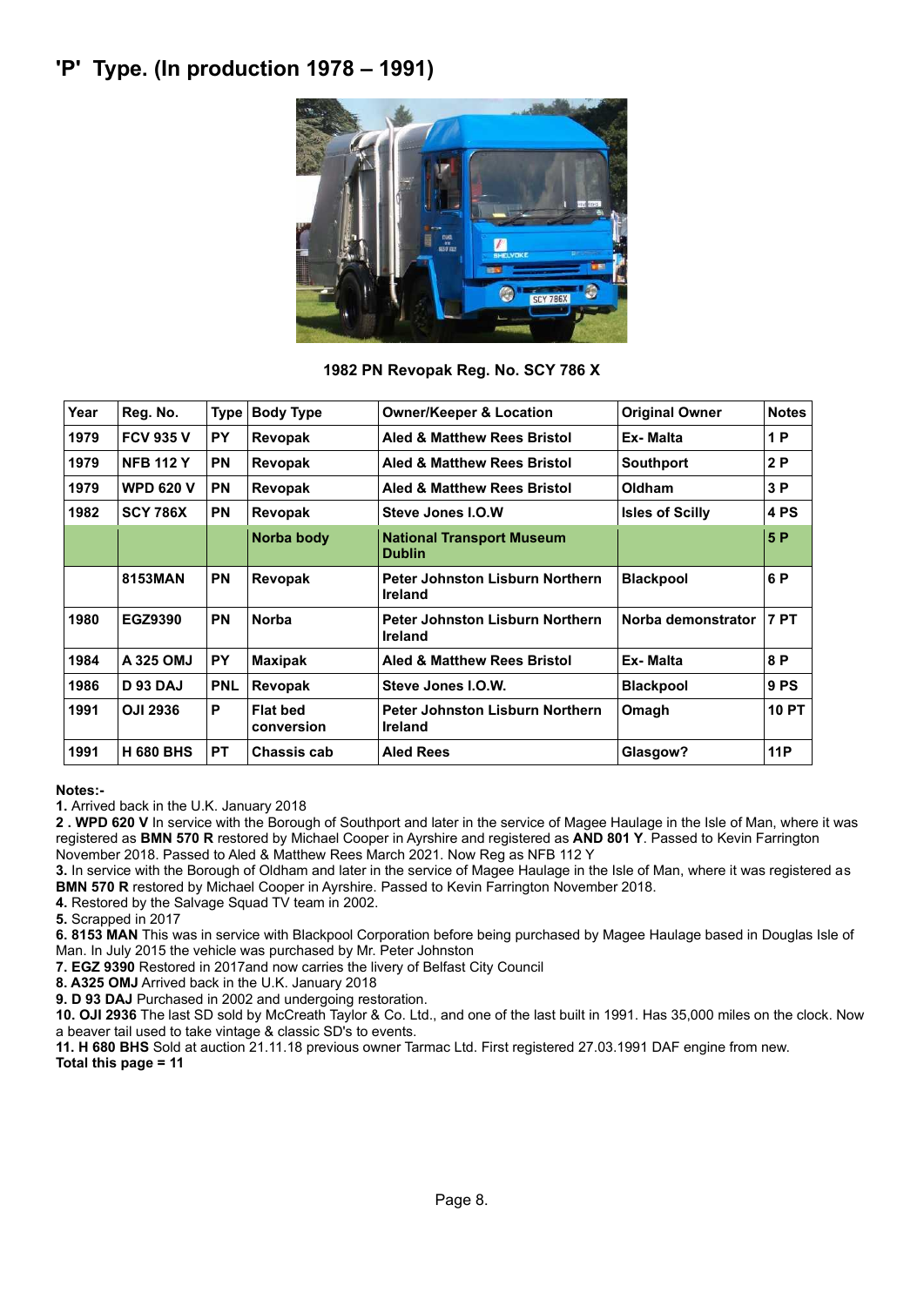# 'P' Type. (In production 1978 – 1991)

**1982 PN Revopak Reg. No. SCY 786 X**

| Year | Reg. No. | Type | Body Type | Owner/Keeper & Location | Original Owner | Notes |
|---|---|---|---|---|---|---|
| 1979 | FCV 935 V | PY | Revopak | Aled & Matthew Rees Bristol | Ex- Malta | 1 P |
| 1979 | NFB 112 Y | PN | Revopak | Aled & Matthew Rees Bristol | Southport | 2 P |
| 1979 | WPD 620 V | PN | Revopak | Aled & Matthew Rees Bristol | Oldham | 3 P |
| 1982 | SCY 786X | PN | Revopak | Steve Jones I.O.W | Isles of Scilly | 4 PS |
| | | | Norba body | National Transport Museum Dublin | | 5 P |
| | 8153MAN | PN | Revopak | Peter Johnston Lisburn Northern Ireland | Blackpool | 6 P |
| 1980 | EGZ9390 | PN | Norba | Peter Johnston Lisburn Northern Ireland | Norba demonstrator | 7 PT |
| 1984 | A 325 OMJ | PY | Maxipak | Aled & Matthew Rees Bristol | Ex- Malta | 8 P |
| 1986 | D 93 DAJ | PNL | Revopak | Steve Jones I.O.W. | Blackpool | 9 PS |
| 1991 | OJI 2936 | P | Flat bed conversion | Peter Johnston Lisburn Northern Ireland | Omagh | 10 PT |
| 1991 | H 680 BHS | PT | Chassis cab | Aled Rees | Glasgow? | 11P |

**Notes:-**

**1.** Arrived back in the U.K. January 2018

**2 . WPD 620 V** In service with the Borough of Southport and later in the service of Magee Haulage in the Isle of Man, where it was registered as **BMN 570 R** restored by Michael Cooper in Ayrshire and registered as **AND 801 Y**. Passed to Kevin Farrington November 2018. Passed to Aled & Matthew Rees March 2021. Now Reg as NFB 112 Y

**3.** In service with the Borough of Oldham and later in the service of Magee Haulage in the Isle of Man, where it was registered as **BMN 570 R** restored by Michael Cooper in Ayrshire. Passed to Kevin Farrington November 2018.

**4.** Restored by the Salvage Squad TV team in 2002.

**5.** Scrapped in 2017

**6. 8153 MAN** This was in service with Blackpool Corporation before being purchased by Magee Haulage based in Douglas Isle of Man. In July 2015 the vehicle was purchased by Mr. Peter Johnston

**7. EGZ 9390** Restored in 2017and now carries the livery of Belfast City Council

**8. A325 OMJ** Arrived back in the U.K. January 2018

**9. D 93 DAJ** Purchased in 2002 and undergoing restoration.

**10. OJI 2936** The last SD sold by McCreath Taylor & Co. Ltd., and one of the last built in 1991. Has 35,000 miles on the clock. Now a beaver tail used to take vintage & classic SD's to events.

**11. H 680 BHS** Sold at auction 21.11.18 previous owner Tarmac Ltd. First registered 27.03.1991 DAF engine from new.

**Total this page = 11**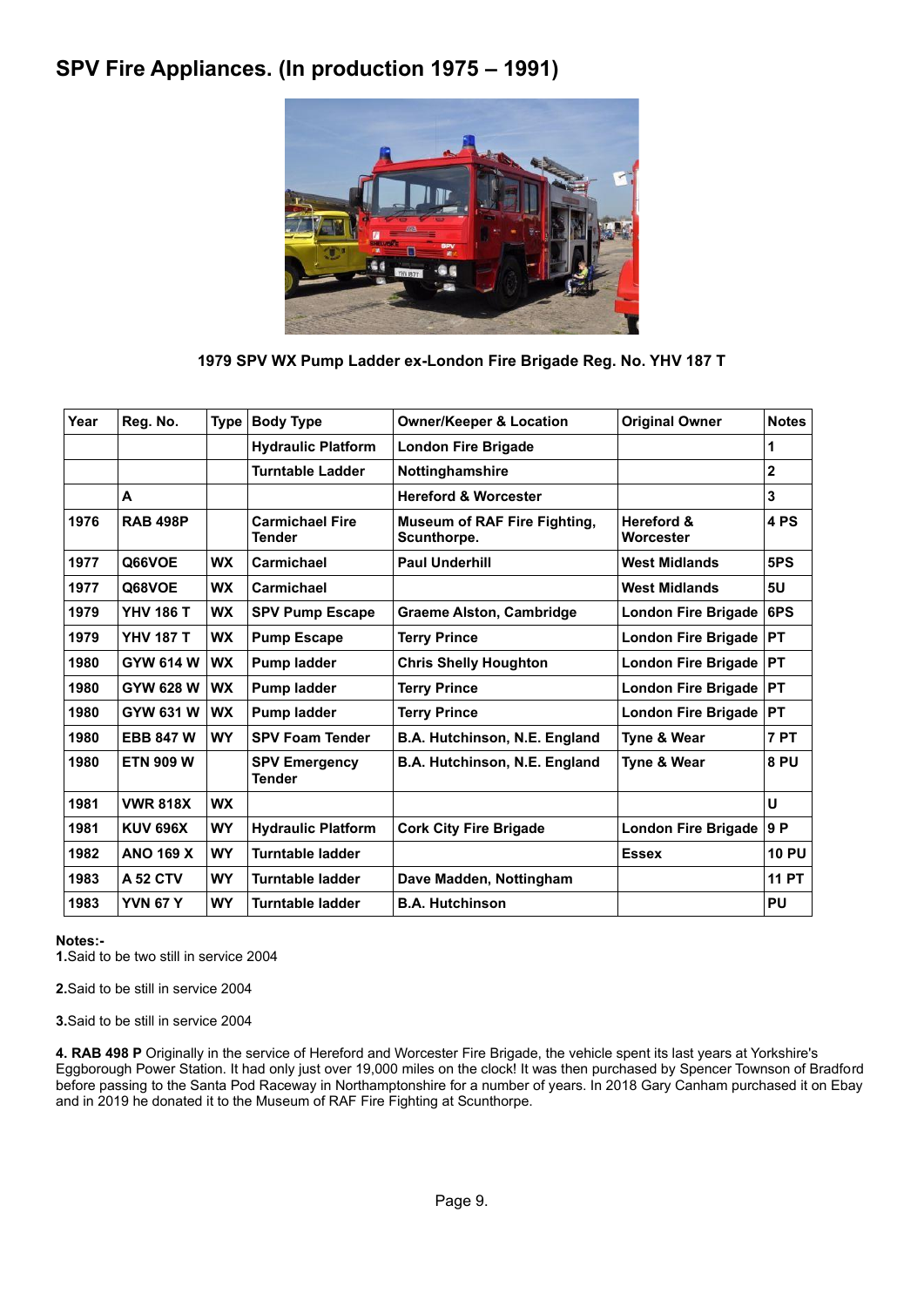# SPV Fire Appliances. (In production 1975 – 1991)

**1979 SPV WX Pump Ladder ex-London Fire Brigade Reg. No. YHV 187 T**

| Year | Reg. No. | Type | Body Type | Owner/Keeper & Location | Original Owner | Notes |
|---|---|---|---|---|---|---|
| | | | Hydraulic Platform | London Fire Brigade | | 1 |
| | | | Turntable Ladder | Nottinghamshire | | 2 |
| | A | | | Hereford & Worcester | | 3 |
| 1976 | RAB 498P | | Carmichael Fire Tender | Museum of RAF Fire Fighting, Scunthorpe. | Hereford & Worcester | 4 PS |
| 1977 | Q66VOE | WX | Carmichael | Paul Underhill | West Midlands | 5PS |
| 1977 | Q68VOE | WX | Carmichael | | West Midlands | 5U |
| 1979 | YHV 186 T | WX | SPV Pump Escape | Graeme Alston, Cambridge | London Fire Brigade | 6PS |
| 1979 | YHV 187 T | WX | Pump Escape | Terry Prince | London Fire Brigade | PT |
| 1980 | GYW 614 W | WX | Pump ladder | Chris Shelly Houghton | London Fire Brigade | PT |
| 1980 | GYW 628 W | WX | Pump ladder | Terry Prince | London Fire Brigade | PT |
| 1980 | GYW 631 W | WX | Pump ladder | Terry Prince | London Fire Brigade | PT |
| 1980 | EBB 847 W | WY | SPV Foam Tender | B.A. Hutchinson, N.E. England | Tyne & Wear | 7 PT |
| 1980 | ETN 909 W | | SPV Emergency Tender | B.A. Hutchinson, N.E. England | Tyne & Wear | 8 PU |
| 1981 | VWR 818X | WX | | | | U |
| 1981 | KUV 696X | WY | Hydraulic Platform | Cork City Fire Brigade | London Fire Brigade | 9 P |
| 1982 | ANO 169 X | WY | Turntable ladder | | Essex | 10 PU |
| 1983 | A 52 CTV | WY | Turntable ladder | Dave Madden, Nottingham | | 11 PT |
| 1983 | YVN 67 Y | WY | Turntable ladder | B.A. Hutchinson | | PU |

**Notes:-**

**1.**Said to be two still in service 2004

**2.**Said to be still in service 2004

**3.**Said to be still in service 2004

**4. RAB 498 P** Originally in the service of Hereford and Worcester Fire Brigade, the vehicle spent its last years at Yorkshire's Eggborough Power Station. It had only just over 19,000 miles on the clock! It was then purchased by Spencer Townson of Bradford before passing to the Santa Pod Raceway in Northamptonshire for a number of years. In 2018 Gary Canham purchased it on Ebay and in 2019 he donated it to the Museum of RAF Fire Fighting at Scunthorpe.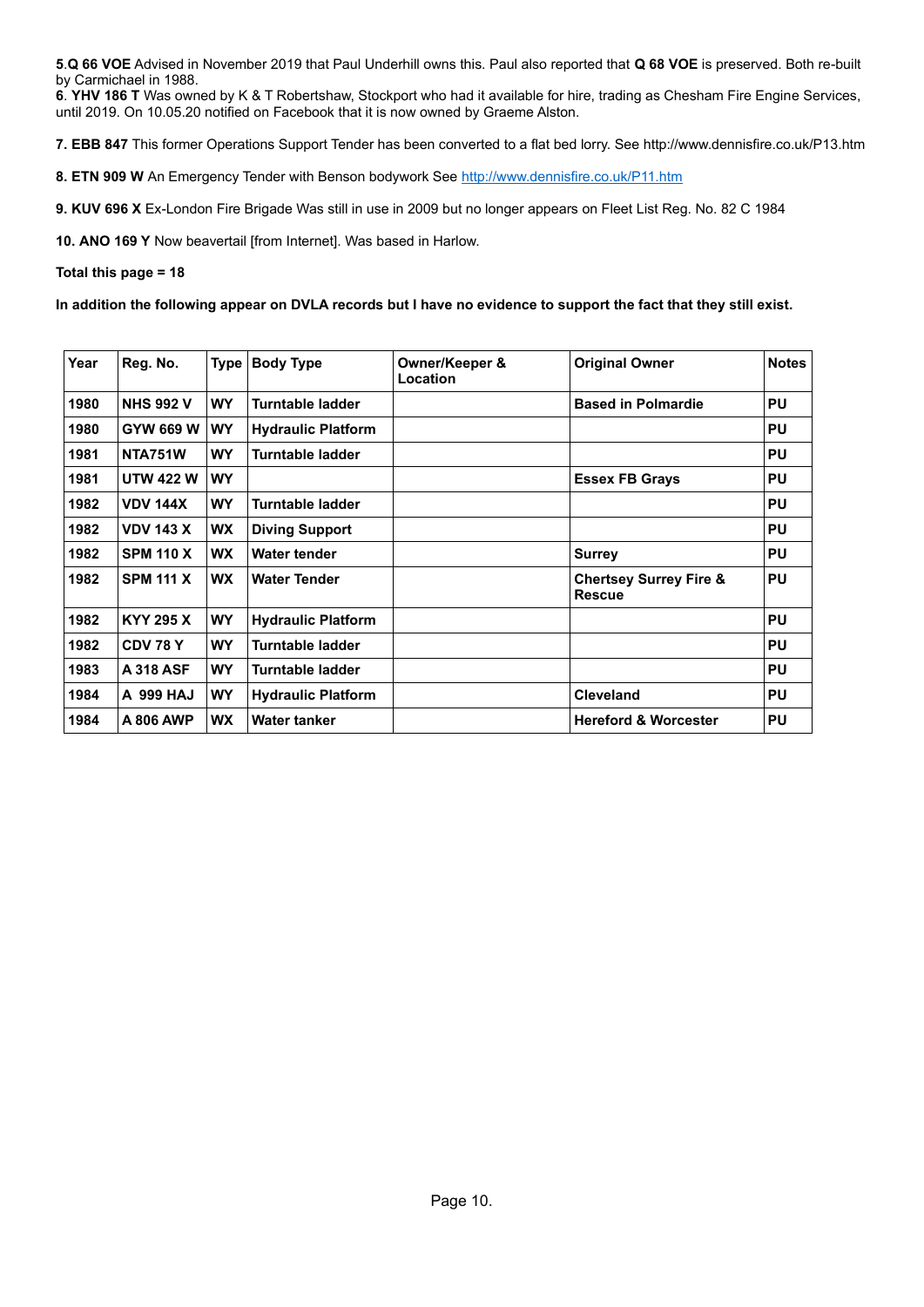**5**.**Q 66 VOE** Advised in November 2019 that Paul Underhill owns this. Paul also reported that **Q 68 VOE** is preserved. Both re-built by Carmichael in 1988.
**6**. **YHV 186 T** Was owned by K & T Robertshaw, Stockport who had it available for hire, trading as Chesham Fire Engine Services, until 2019. On 10.05.20 notified on Facebook that it is now owned by Graeme Alston.

**7. EBB 847** This former Operations Support Tender has been converted to a flat bed lorry. See http://www.dennisfire.co.uk/P13.htm

**8. ETN 909 W** An Emergency Tender with Benson bodywork See http://www.dennisfire.co.uk/P11.htm

**9. KUV 696 X** Ex-London Fire Brigade Was still in use in 2009 but no longer appears on Fleet List Reg. No. 82 C 1984

**10. ANO 169 Y** Now beavertail [from Internet]. Was based in Harlow.

**Total this page = 18**

**In addition the following appear on DVLA records but I have no evidence to support the fact that they still exist.**

| Year | Reg. No. | Type | Body Type | Owner/Keeper & Location | Original Owner | Notes |
|---|---|---|---|---|---|---|
| 1980 | NHS 992 V | WY | Turntable ladder | | Based in Polmardie | PU |
| 1980 | GYW 669 W | WY | Hydraulic Platform | | | PU |
| 1981 | NTA751W | WY | Turntable ladder | | | PU |
| 1981 | UTW 422 W | WY | | | Essex FB Grays | PU |
| 1982 | VDV 144X | WY | Turntable ladder | | | PU |
| 1982 | VDV 143 X | WX | Diving Support | | | PU |
| 1982 | SPM 110 X | WX | Water tender | | Surrey | PU |
| 1982 | SPM 111 X | WX | Water Tender | | Chertsey Surrey Fire & Rescue | PU |
| 1982 | KYY 295 X | WY | Hydraulic Platform | | | PU |
| 1982 | CDV 78 Y | WY | Turntable ladder | | | PU |
| 1983 | A 318 ASF | WY | Turntable ladder | | | PU |
| 1984 | A 999 HAJ | WY | Hydraulic Platform | | Cleveland | PU |
| 1984 | A 806 AWP | WX | Water tanker | | Hereford & Worcester | PU |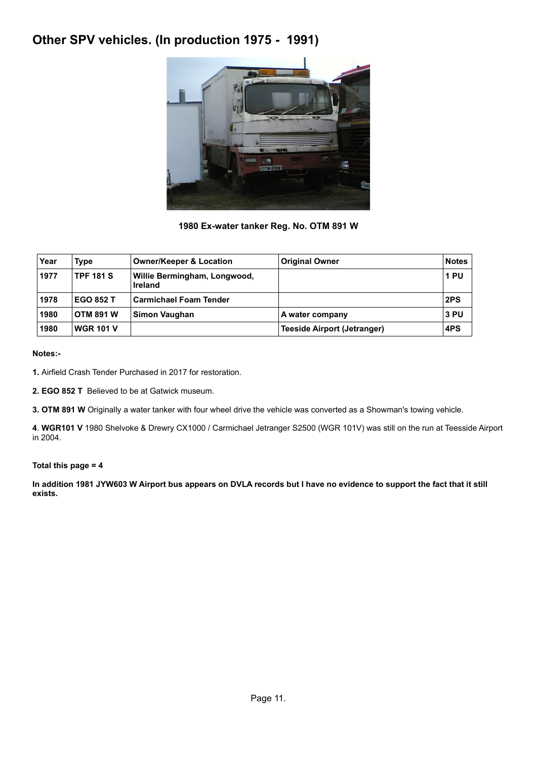# Other SPV vehicles. (In production 1975 - 1991)

**1980 Ex-water tanker Reg. No. OTM 891 W**

| Year | Type | Owner/Keeper & Location | Original Owner | Notes |
|---|---|---|---|---|
| 1977 | TPF 181 S | Willie Bermingham, Longwood, Ireland | | 1 PU |
| 1978 | EGO 852 T | Carmichael Foam Tender | | 2PS |
| 1980 | OTM 891 W | Simon Vaughan | A water company | 3 PU |
| 1980 | WGR 101 V | | Teeside Airport (Jetranger) | 4PS |

**Notes:-**

**1.** Airfield Crash Tender Purchased in 2017 for restoration.

**2. EGO 852 T** Believed to be at Gatwick museum.

**3. OTM 891 W** Originally a water tanker with four wheel drive the vehicle was converted as a Showman's towing vehicle.

**4**. **WGR101 V** 1980 Shelvoke & Drewry CX1000 / Carmichael Jetranger S2500 (WGR 101V) was still on the run at Teesside Airport in 2004.

**Total this page = 4**

**In addition 1981 JYW603 W Airport bus appears on DVLA records but I have no evidence to support the fact that it still exists.**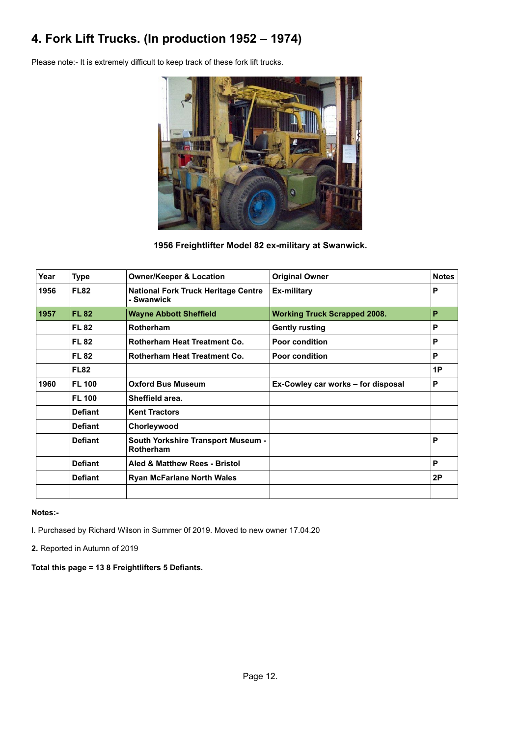# 4. Fork Lift Trucks. (In production 1952 – 1974)

Please note:- It is extremely difficult to keep track of these fork lift trucks.

**1956 Freightlifter Model 82 ex-military at Swanwick.**

| Year | Type | Owner/Keeper & Location | Original Owner | Notes |
|---|---|---|---|---|
| 1956 | FL82 | National Fork Truck Heritage Centre - Swanwick | Ex-military | P |
| 1957 | FL 82 | Wayne Abbott Sheffield | Working Truck Scrapped 2008. | P |
| | FL 82 | Rotherham | Gently rusting | P |
| | FL 82 | Rotherham Heat Treatment Co. | Poor condition | P |
| | FL 82 | Rotherham Heat Treatment Co. | Poor condition | P |
| | FL82 | | | 1P |
| 1960 | FL 100 | Oxford Bus Museum | Ex-Cowley car works – for disposal | P |
| | FL 100 | Sheffield area. | | |
| | Defiant | Kent Tractors | | |
| | Defiant | Chorleywood | | |
| | Defiant | South Yorkshire Transport Museum - Rotherham | | P |
| | Defiant | Aled & Matthew Rees - Bristol | | P |
| | Defiant | Ryan McFarlane North Wales | | 2P |
| | | | | |

**Notes:-**

I. Purchased by Richard Wilson in Summer 0f 2019. Moved to new owner 17.04.20

**2.** Reported in Autumn of 2019

**Total this page = 13 8 Freightlifters 5 Defiants.**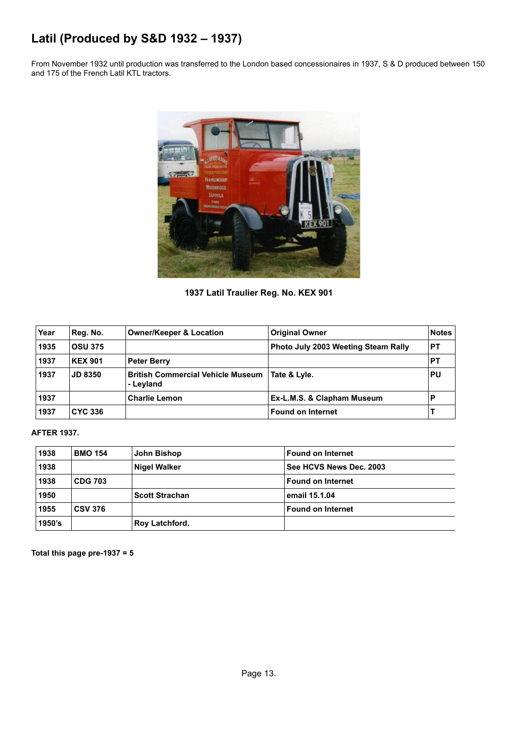# Latil (Produced by S&D 1932 – 1937)

From November 1932 until production was transferred to the London based concessionaires in 1937, S & D produced between 150 and 175 of the French Latil KTL tractors.

**1937 Latil Traulier Reg. No. KEX 901**

| Year | Reg. No. | Owner/Keeper & Location | Original Owner | Notes |
|---|---|---|---|---|
| 1935 | OSU 375 | | Photo July 2003 Weeting Steam Rally | PT |
| 1937 | KEX 901 | Peter Berry | | PT |
| 1937 | JD 8350 | British Commercial Vehicle Museum - Leyland | Tate & Lyle. | PU |
| 1937 | | Charlie Lemon | Ex-L.M.S. & Clapham Museum | P |
| 1937 | CYC 336 | | Found on Internet | T |

**AFTER 1937.**

| | | | |
|---|---|---|---|
| 1938 | BMO 154 | John Bishop | Found on Internet |
| 1938 | | Nigel Walker | See HCVS News Dec. 2003 |
| 1938 | CDG 703 | | Found on Internet |
| 1950 | | Scott Strachan | email 15.1.04 |
| 1955 | CSV 376 | | Found on Internet |
| 1950's | | Roy Latchford. | |

**Total this page pre-1937 = 5**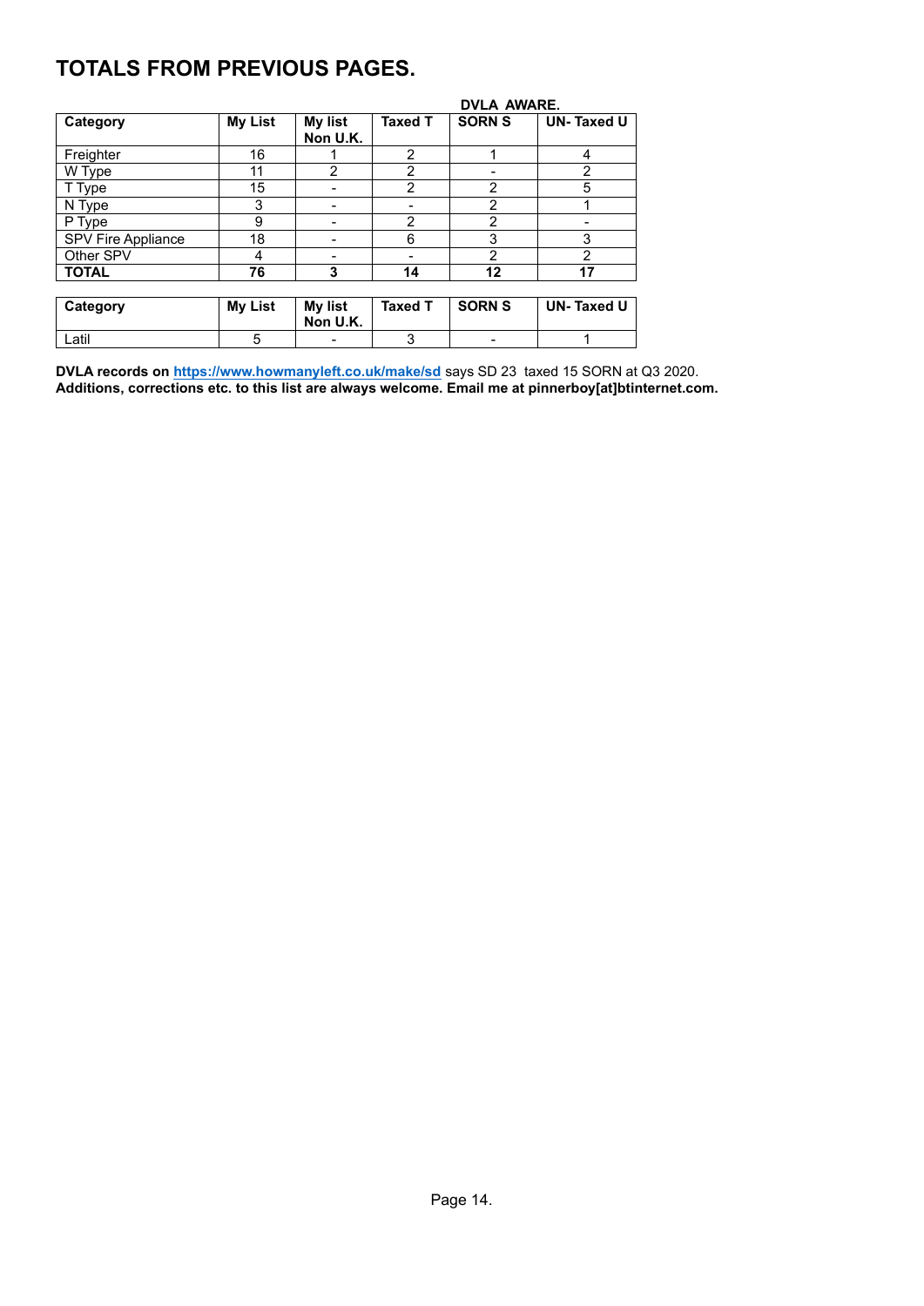# TOTALS FROM PREVIOUS PAGES.

|  |  |  | DVLA AWARE. |  |  |
|---|---|---|---|---|---|
| **Category** | **My List** | **My list Non U.K.** | **Taxed T** | **SORN S** | **UN- Taxed U** |
| Freighter | 16 | 1 | 2 | 1 | 4 |
| W Type | 11 | 2 | 2 | - | 2 |
| T Type | 15 | - | 2 | 2 | 5 |
| N Type | 3 | - | - | 2 | 1 |
| P Type | 9 | - | 2 | 2 | - |
| SPV Fire Appliance | 18 | - | 6 | 3 | 3 |
| Other SPV | 4 | - | - | 2 | 2 |
| **TOTAL** | **76** | **3** | **14** | **12** | **17** |

| Category | My List | My list Non U.K. | Taxed T | SORN S | UN- Taxed U |
|---|---|---|---|---|---|
| Latil | 5 | - | 3 | - | 1 |

**DVLA records on https://www.howmanyleft.co.uk/make/sd** says SD 23 taxed 15 SORN at Q3 2020.
**Additions, corrections etc. to this list are always welcome. Email me at pinnerboy[at]btinternet.com.**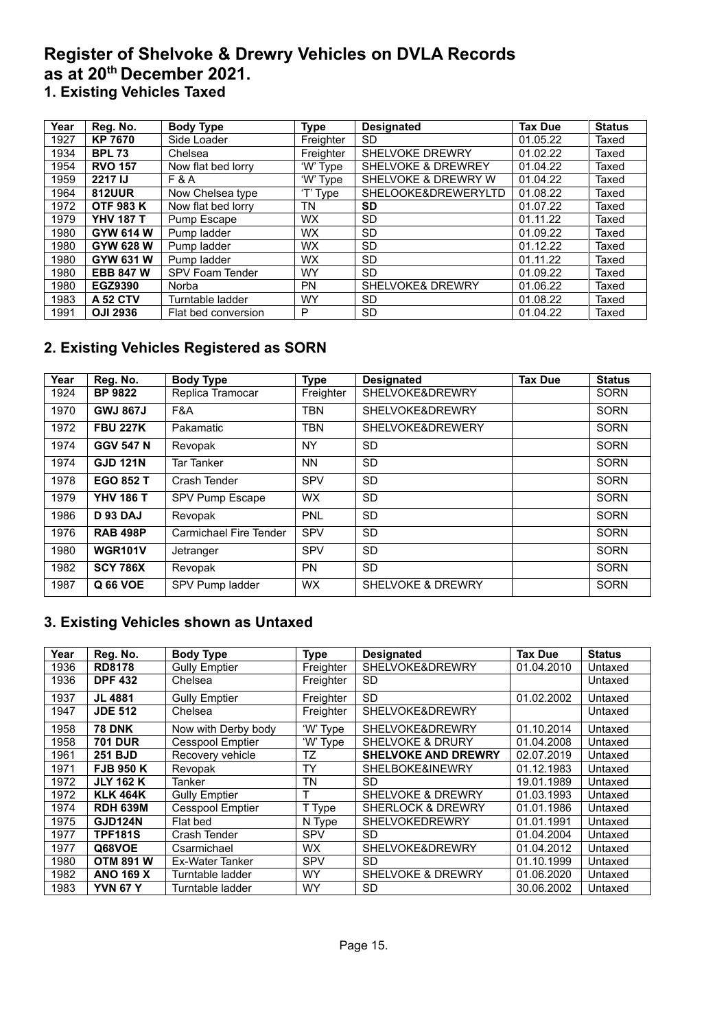# Register of Shelvoke & Drewry Vehicles on DVLA Records as at 20th December 2021.

## 1. Existing Vehicles Taxed

| Year | Reg. No. | Body Type | Type | Designated | Tax Due | Status |
|---|---|---|---|---|---|---|
| 1927 | **KP 7670** | Side Loader | Freighter | SD | 01.05.22 | Taxed |
| 1934 | **BPL 73** | Chelsea | Freighter | SHELVOKE DREWRY | 01.02.22 | Taxed |
| 1954 | **RVO 157** | Now flat bed lorry | 'W' Type | SHELVOKE & DREWREY | 01.04.22 | Taxed |
| 1959 | **2217 IJ** | F & A | 'W' Type | SHELVOKE & DREWRY W | 01.04.22 | Taxed |
| 1964 | **812UUR** | Now Chelsea type | 'T' Type | SHELOOKE&DREWERYLTD | 01.08.22 | Taxed |
| 1972 | **OTF 983 K** | Now flat bed lorry | TN | **SD** | 01.07.22 | Taxed |
| 1979 | **YHV 187 T** | Pump Escape | WX | SD | 01.11.22 | Taxed |
| 1980 | **GYW 614 W** | Pump ladder | WX | SD | 01.09.22 | Taxed |
| 1980 | **GYW 628 W** | Pump ladder | WX | SD | 01.12.22 | Taxed |
| 1980 | **GYW 631 W** | Pump ladder | WX | SD | 01.11.22 | Taxed |
| 1980 | **EBB 847 W** | SPV Foam Tender | WY | SD | 01.09.22 | Taxed |
| 1980 | **EGZ9390** | Norba | PN | SHELVOKE& DREWRY | 01.06.22 | Taxed |
| 1983 | **A 52 CTV** | Turntable ladder | WY | SD | 01.08.22 | Taxed |
| 1991 | **OJI 2936** | Flat bed conversion | P | SD | 01.04.22 | Taxed |

## 2. Existing Vehicles Registered as SORN

| Year | Reg. No. | Body Type | Type | Designated | Tax Due | Status |
|---|---|---|---|---|---|---|
| 1924 | **BP 9822** | Replica Tramocar | Freighter | SHELVOKE&DREWRY | | SORN |
| 1970 | **GWJ 867J** | F&A | TBN | SHELVOKE&DREWRY | | SORN |
| 1972 | **FBU 227K** | Pakamatic | TBN | SHELVOKE&DREWERY | | SORN |
| 1974 | **GGV 547 N** | Revopak | NY | SD | | SORN |
| 1974 | **GJD 121N** | Tar Tanker | NN | SD | | SORN |
| 1978 | **EGO 852 T** | Crash Tender | SPV | SD | | SORN |
| 1979 | **YHV 186 T** | SPV Pump Escape | WX | SD | | SORN |
| 1986 | **D 93 DAJ** | Revopak | PNL | SD | | SORN |
| 1976 | **RAB 498P** | Carmichael Fire Tender | SPV | SD | | SORN |
| 1980 | **WGR101V** | Jetranger | SPV | SD | | SORN |
| 1982 | **SCY 786X** | Revopak | PN | SD | | SORN |
| 1987 | **Q 66 VOE** | SPV Pump ladder | WX | SHELVOKE & DREWRY | | SORN |

## 3. Existing Vehicles shown as Untaxed

| Year | Reg. No. | Body Type | Type | Designated | Tax Due | Status |
|---|---|---|---|---|---|---|
| 1936 | **RD8178** | Gully Emptier | Freighter | SHELVOKE&DREWRY | 01.04.2010 | Untaxed |
| 1936 | **DPF 432** | Chelsea | Freighter | SD | | Untaxed |
| 1937 | **JL 4881** | Gully Emptier | Freighter | SD | 01.02.2002 | Untaxed |
| 1947 | **JDE 512** | Chelsea | Freighter | SHELVOKE&DREWRY | | Untaxed |
| 1958 | **78 DNK** | Now with Derby body | 'W' Type | SHELVOKE&DREWRY | 01.10.2014 | Untaxed |
| 1958 | **701 DUR** | Cesspool Emptier | 'W' Type | SHELVOKE & DRURY | 01.04.2008 | Untaxed |
| 1961 | **251 BJD** | Recovery vehicle | TZ | **SHELVOKE AND DREWRY** | 02.07.2019 | Untaxed |
| 1971 | **FJB 950 K** | Revopak | TY | SHELBOKE&INEWRY | 01.12.1983 | Untaxed |
| 1972 | **JLY 162 K** | Tanker | TN | SD | 19.01.1989 | Untaxed |
| 1972 | **KLK 464K** | Gully Emptier | T | SHELVOKE & DREWRY | 01.03.1993 | Untaxed |
| 1974 | **RDH 639M** | Cesspool Emptier | T Type | SHERLOCK & DREWRY | 01.01.1986 | Untaxed |
| 1975 | **GJD124N** | Flat bed | N Type | SHELVOKEDREWRY | 01.01.1991 | Untaxed |
| 1977 | **TPF181S** | Crash Tender | SPV | SD | 01.04.2004 | Untaxed |
| 1977 | **Q68VOE** | Csarmichael | WX | SHELVOKE&DREWRY | 01.04.2012 | Untaxed |
| 1980 | **OTM 891 W** | Ex-Water Tanker | SPV | SD | 01.10.1999 | Untaxed |
| 1982 | **ANO 169 X** | Turntable ladder | WY | SHELVOKE & DREWRY | 01.06.2020 | Untaxed |
| 1983 | **YVN 67 Y** | Turntable ladder | WY | SD | 30.06.2002 | Untaxed |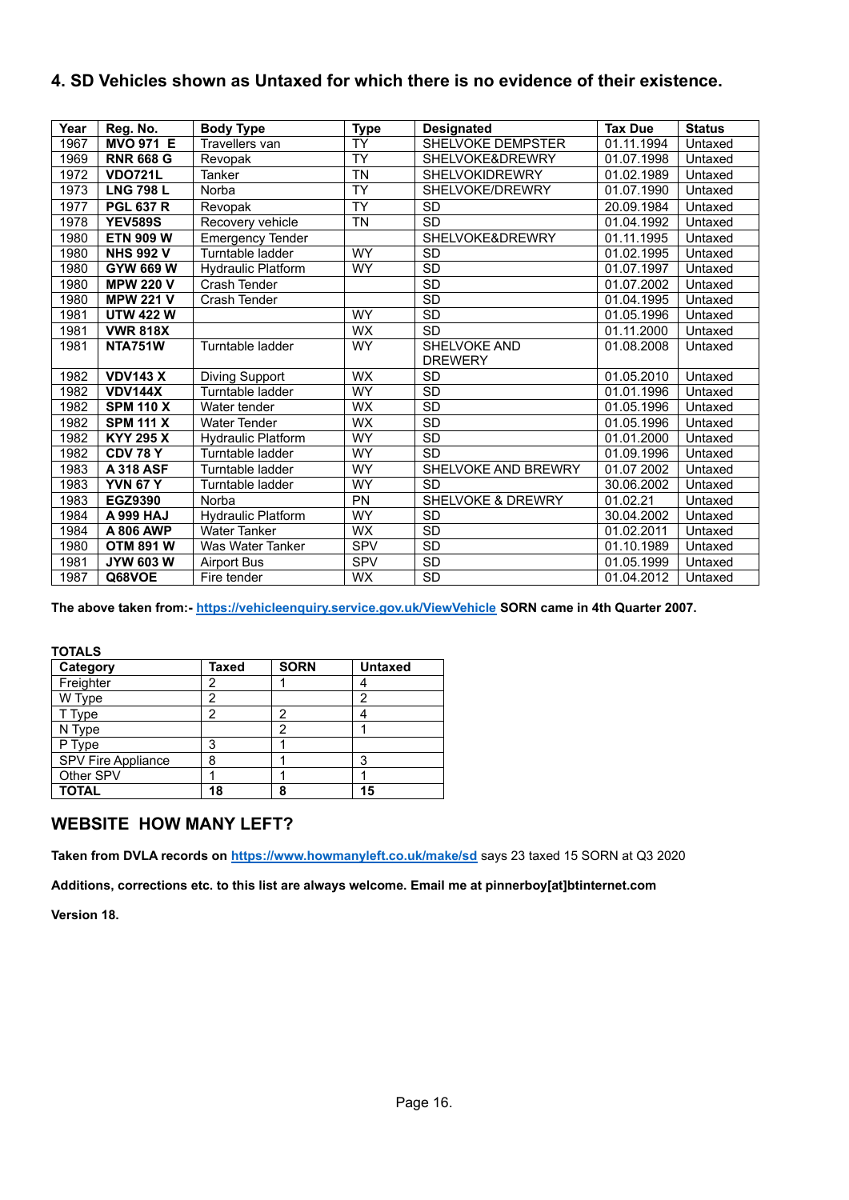## 4. SD Vehicles shown as Untaxed for which there is no evidence of their existence.

| Year | Reg. No. | Body Type | Type | Designated | Tax Due | Status |
|---|---|---|---|---|---|---|
| 1967 | **MVO 971 E** | Travellers van | TY | SHELVOKE DEMPSTER | 01.11.1994 | Untaxed |
| 1969 | **RNR 668 G** | Revopak | TY | SHELVOKE&DREWRY | 01.07.1998 | Untaxed |
| 1972 | **VDO721L** | Tanker | TN | SHELVOKIDREWRY | 01.02.1989 | Untaxed |
| 1973 | **LNG 798 L** | Norba | TY | SHELVOKE/DREWRY | 01.07.1990 | Untaxed |
| 1977 | **PGL 637 R** | Revopak | TY | SD | 20.09.1984 | Untaxed |
| 1978 | **YEV589S** | Recovery vehicle | TN | SD | 01.04.1992 | Untaxed |
| 1980 | **ETN 909 W** | Emergency Tender | | SHELVOKE&DREWRY | 01.11.1995 | Untaxed |
| 1980 | **NHS 992 V** | Turntable ladder | WY | SD | 01.02.1995 | Untaxed |
| 1980 | **GYW 669 W** | Hydraulic Platform | WY | SD | 01.07.1997 | Untaxed |
| 1980 | **MPW 220 V** | Crash Tender | | SD | 01.07.2002 | Untaxed |
| 1980 | **MPW 221 V** | Crash Tender | | SD | 01.04.1995 | Untaxed |
| 1981 | **UTW 422 W** | | WY | SD | 01.05.1996 | Untaxed |
| 1981 | **VWR 818X** | | WX | SD | 01.11.2000 | Untaxed |
| 1981 | **NTA751W** | Turntable ladder | WY | SHELVOKE AND DREWERY | 01.08.2008 | Untaxed |
| 1982 | **VDV143 X** | Diving Support | WX | SD | 01.05.2010 | Untaxed |
| 1982 | **VDV144X** | Turntable ladder | WY | SD | 01.01.1996 | Untaxed |
| 1982 | **SPM 110 X** | Water tender | WX | SD | 01.05.1996 | Untaxed |
| 1982 | **SPM 111 X** | Water Tender | WX | SD | 01.05.1996 | Untaxed |
| 1982 | **KYY 295 X** | Hydraulic Platform | WY | SD | 01.01.2000 | Untaxed |
| 1982 | **CDV 78 Y** | Turntable ladder | WY | SD | 01.09.1996 | Untaxed |
| 1983 | **A 318 ASF** | Turntable ladder | WY | SHELVOKE AND BREWRY | 01.07 2002 | Untaxed |
| 1983 | **YVN 67 Y** | Turntable ladder | WY | SD | 30.06.2002 | Untaxed |
| 1983 | **EGZ9390** | Norba | PN | SHELVOKE & DREWRY | 01.02.21 | Untaxed |
| 1984 | **A 999 HAJ** | Hydraulic Platform | WY | SD | 30.04.2002 | Untaxed |
| 1984 | **A 806 AWP** | Water Tanker | WX | SD | 01.02.2011 | Untaxed |
| 1980 | **OTM 891 W** | Was Water Tanker | SPV | SD | 01.10.1989 | Untaxed |
| 1981 | **JYW 603 W** | Airport Bus | SPV | SD | 01.05.1999 | Untaxed |
| 1987 | **Q68VOE** | Fire tender | WX | SD | 01.04.2012 | Untaxed |

**The above taken from:- [https://vehicleenquiry.service.gov.uk/ViewVehicle](https://vehicleenquiry.service.gov.uk/ViewVehicle) SORN came in 4th Quarter 2007.**

**TOTALS**

| Category | Taxed | SORN | Untaxed |
|---|---|---|---|
| Freighter | 2 | 1 | 4 |
| W Type | 2 | | 2 |
| T Type | 2 | 2 | 4 |
| N Type | | 2 | 1 |
| P Type | 3 | 1 | |
| SPV Fire Appliance | 8 | 1 | 3 |
| Other SPV | 1 | 1 | 1 |
| **TOTAL** | **18** | **8** | **15** |

## WEBSITE HOW MANY LEFT?

**Taken from DVLA records on [https://www.howmanyleft.co.uk/make/sd](https://www.howmanyleft.co.uk/make/sd)** says 23 taxed 15 SORN at Q3 2020

**Additions, corrections etc. to this list are always welcome. Email me at pinnerboy[at]btinternet.com**

**Version 18.**